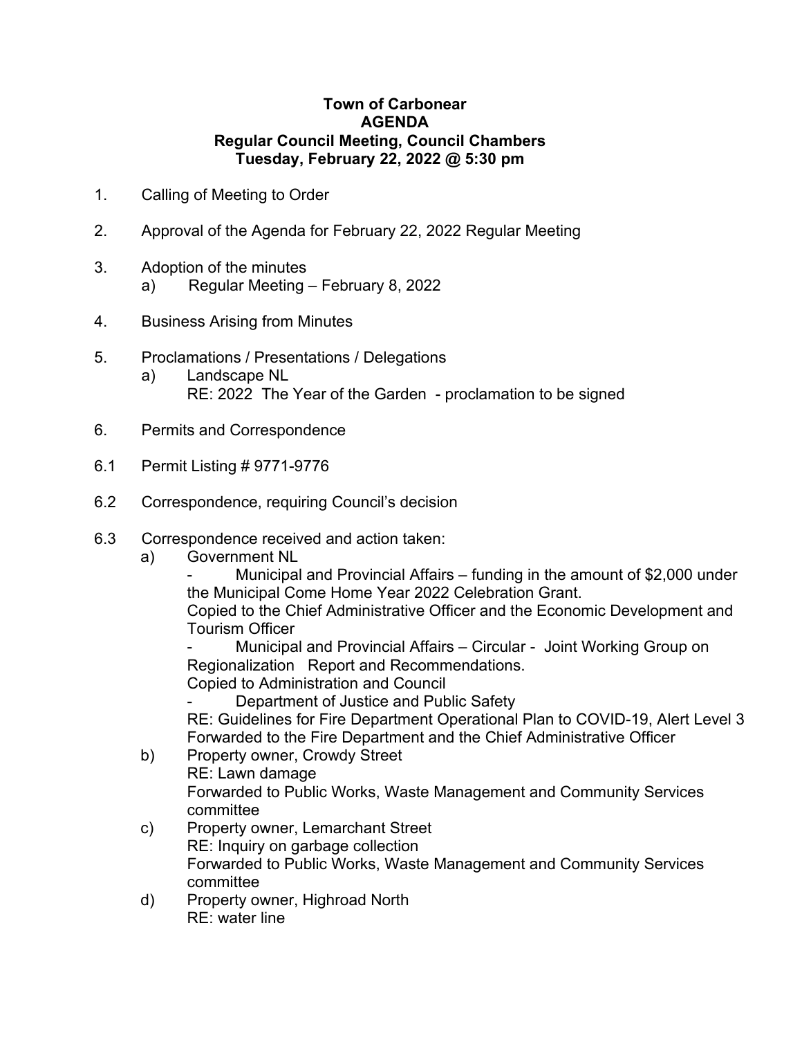**Town of Carbonear**
**AGENDA**
**Regular Council Meeting, Council Chambers**
**Tuesday, February 22, 2022 @ 5:30 pm**

1. Calling of Meeting to Order

2. Approval of the Agenda for February 22, 2022 Regular Meeting

3. Adoption of the minutes
   a) Regular Meeting – February 8, 2022

4. Business Arising from Minutes

5. Proclamations / Presentations / Delegations
   a) Landscape NL
      RE: 2022 The Year of the Garden - proclamation to be signed

6. Permits and Correspondence

6.1 Permit Listing # 9771-9776

6.2 Correspondence, requiring Council's decision

6.3 Correspondence received and action taken:

   a) Government NL
      - Municipal and Provincial Affairs – funding in the amount of $2,000 under the Municipal Come Home Year 2022 Celebration Grant.
        Copied to the Chief Administrative Officer and the Economic Development and Tourism Officer
      - Municipal and Provincial Affairs – Circular - Joint Working Group on Regionalization Report and Recommendations.
        Copied to Administration and Council
      - Department of Justice and Public Safety
        RE: Guidelines for Fire Department Operational Plan to COVID-19, Alert Level 3
        Forwarded to the Fire Department and the Chief Administrative Officer

   b) Property owner, Crowdy Street
      RE: Lawn damage
      Forwarded to Public Works, Waste Management and Community Services committee

   c) Property owner, Lemarchant Street
      RE: Inquiry on garbage collection
      Forwarded to Public Works, Waste Management and Community Services committee

   d) Property owner, Highroad North
      RE: water line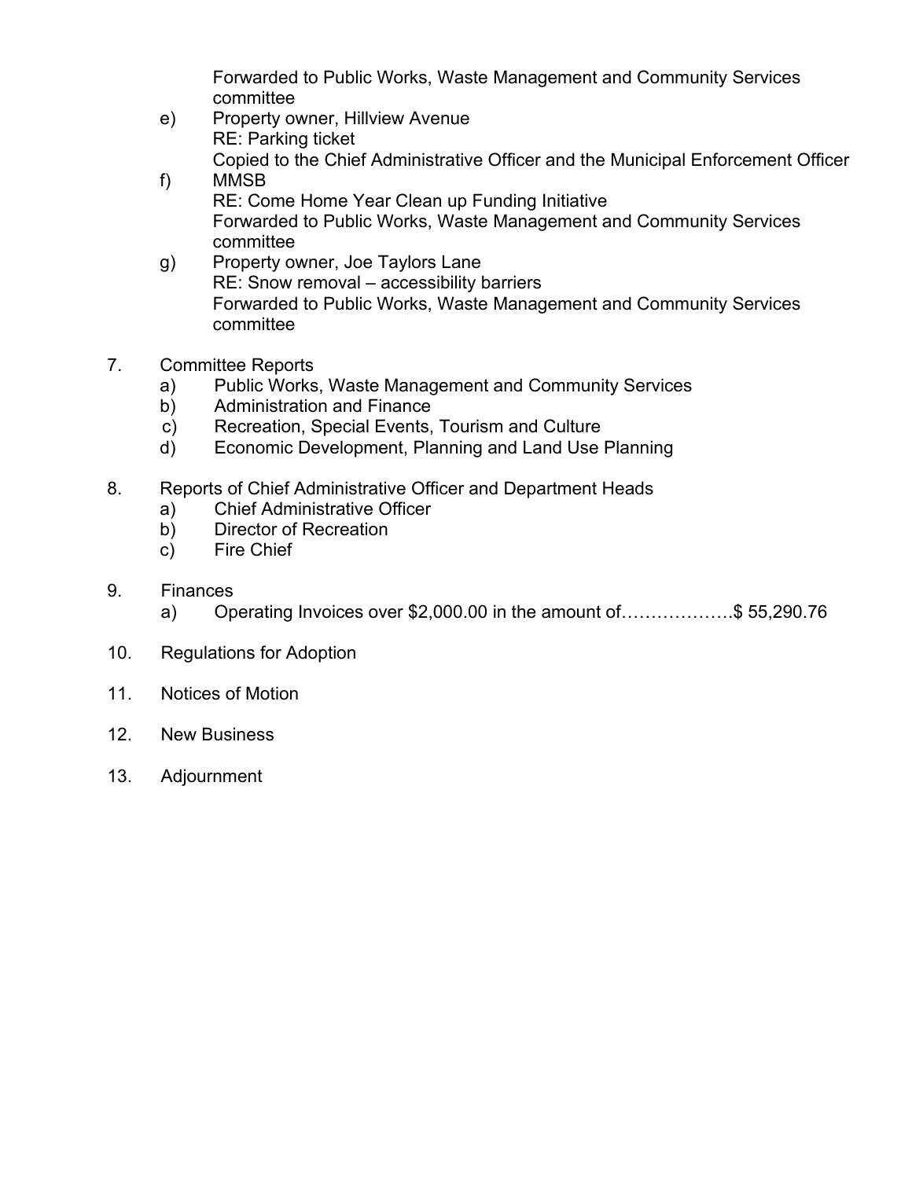Forwarded to Public Works, Waste Management and Community Services committee

e) Property owner, Hillview Avenue
   RE: Parking ticket
   Copied to the Chief Administrative Officer and the Municipal Enforcement Officer

f) MMSB
   RE: Come Home Year Clean up Funding Initiative
   Forwarded to Public Works, Waste Management and Community Services committee

g) Property owner, Joe Taylors Lane
   RE: Snow removal – accessibility barriers
   Forwarded to Public Works, Waste Management and Community Services committee

7. Committee Reports
   a) Public Works, Waste Management and Community Services
   b) Administration and Finance
   c) Recreation, Special Events, Tourism and Culture
   d) Economic Development, Planning and Land Use Planning

8. Reports of Chief Administrative Officer and Department Heads
   a) Chief Administrative Officer
   b) Director of Recreation
   c) Fire Chief

9. Finances
   a) Operating Invoices over $2,000.00 in the amount of……………….$ 55,290.76

10. Regulations for Adoption

11. Notices of Motion

12. New Business

13. Adjournment